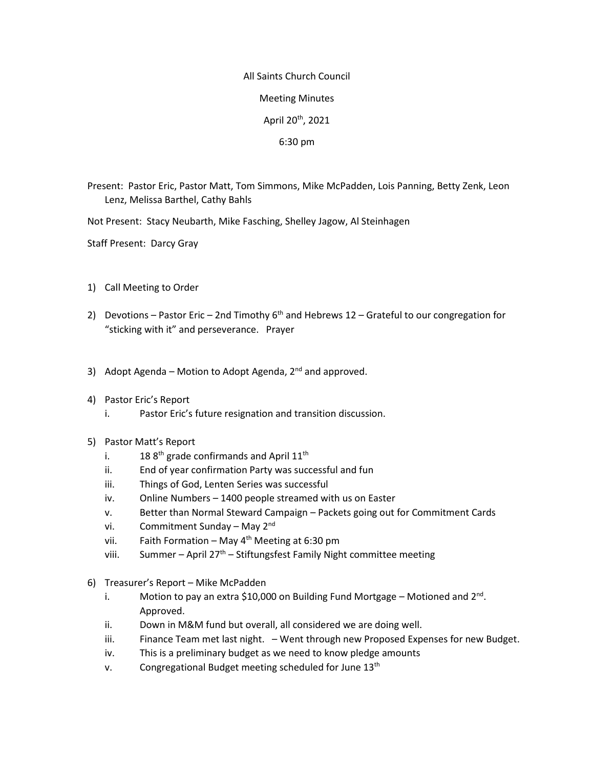All Saints Church Council

Meeting Minutes

April 20th, 2021

6:30 pm

Present: Pastor Eric, Pastor Matt, Tom Simmons, Mike McPadden, Lois Panning, Betty Zenk, Leon Lenz, Melissa Barthel, Cathy Bahls

Not Present: Stacy Neubarth, Mike Fasching, Shelley Jagow, Al Steinhagen

Staff Present: Darcy Gray

1) Call Meeting to Order

2) Devotions – Pastor Eric – 2nd Timothy 6th and Hebrews 12 – Grateful to our congregation for "sticking with it" and perseverance. Prayer

3) Adopt Agenda – Motion to Adopt Agenda, 2nd and approved.

4) Pastor Eric's Report
   i. Pastor Eric's future resignation and transition discussion.

5) Pastor Matt's Report
   i. 18 8th grade confirmands and April 11th
   ii. End of year confirmation Party was successful and fun
   iii. Things of God, Lenten Series was successful
   iv. Online Numbers – 1400 people streamed with us on Easter
   v. Better than Normal Steward Campaign – Packets going out for Commitment Cards
   vi. Commitment Sunday – May 2nd
   vii. Faith Formation – May 4th Meeting at 6:30 pm
   viii. Summer – April 27th – Stiftungsfest Family Night committee meeting

6) Treasurer's Report – Mike McPadden
   i. Motion to pay an extra $10,000 on Building Fund Mortgage – Motioned and 2nd. Approved.
   ii. Down in M&M fund but overall, all considered we are doing well.
   iii. Finance Team met last night. – Went through new Proposed Expenses for new Budget.
   iv. This is a preliminary budget as we need to know pledge amounts
   v. Congregational Budget meeting scheduled for June 13th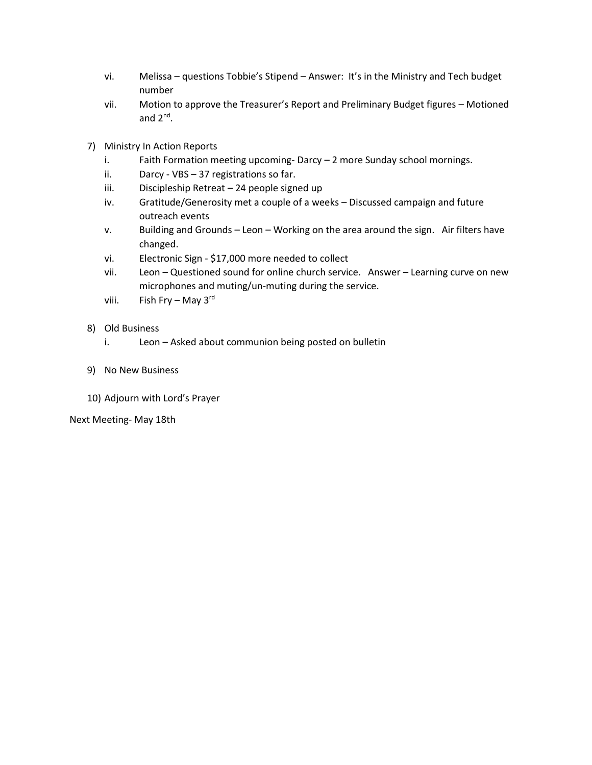vi. Melissa – questions Tobbie's Stipend – Answer: It's in the Ministry and Tech budget number

vii. Motion to approve the Treasurer's Report and Preliminary Budget figures – Motioned and 2nd.

7) Ministry In Action Reports

i. Faith Formation meeting upcoming- Darcy – 2 more Sunday school mornings.

ii. Darcy - VBS – 37 registrations so far.

iii. Discipleship Retreat – 24 people signed up

iv. Gratitude/Generosity met a couple of a weeks – Discussed campaign and future outreach events

v. Building and Grounds – Leon – Working on the area around the sign. Air filters have changed.

vi. Electronic Sign - $17,000 more needed to collect

vii. Leon – Questioned sound for online church service. Answer – Learning curve on new microphones and muting/un-muting during the service.

viii. Fish Fry – May 3rd

8) Old Business

i. Leon – Asked about communion being posted on bulletin

9) No New Business

10) Adjourn with Lord's Prayer

Next Meeting- May 18th